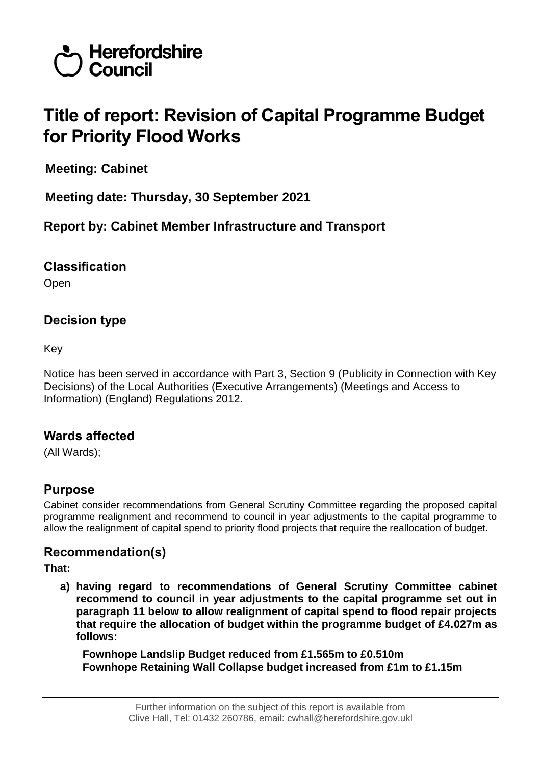Herefordshire Council

# Title of report: Revision of Capital Programme Budget for Priority Flood Works

**Meeting: Cabinet**

**Meeting date: Thursday, 30 September 2021**

**Report by: Cabinet Member Infrastructure and Transport**

## Classification

Open

## Decision type

Key

Notice has been served in accordance with Part 3, Section 9 (Publicity in Connection with Key Decisions) of the Local Authorities (Executive Arrangements) (Meetings and Access to Information) (England) Regulations 2012.

## Wards affected

(All Wards);

## Purpose

Cabinet consider recommendations from General Scrutiny Committee regarding the proposed capital programme realignment and recommend to council in year adjustments to the capital programme to allow the realignment of capital spend to priority flood projects that require the reallocation of budget.

## Recommendation(s)

**That:**

**a) having regard to recommendations of General Scrutiny Committee cabinet recommend to council in year adjustments to the capital programme set out in paragraph 11 below to allow realignment of capital spend to flood repair projects that require the allocation of budget within the programme budget of £4.027m as follows:**

**Fownhope Landslip Budget reduced from £1.565m to £0.510m**
**Fownhope Retaining Wall Collapse budget increased from £1m to £1.15m**

Further information on the subject of this report is available from Clive Hall, Tel: 01432 260786, email: cwhall@herefordshire.gov.ukl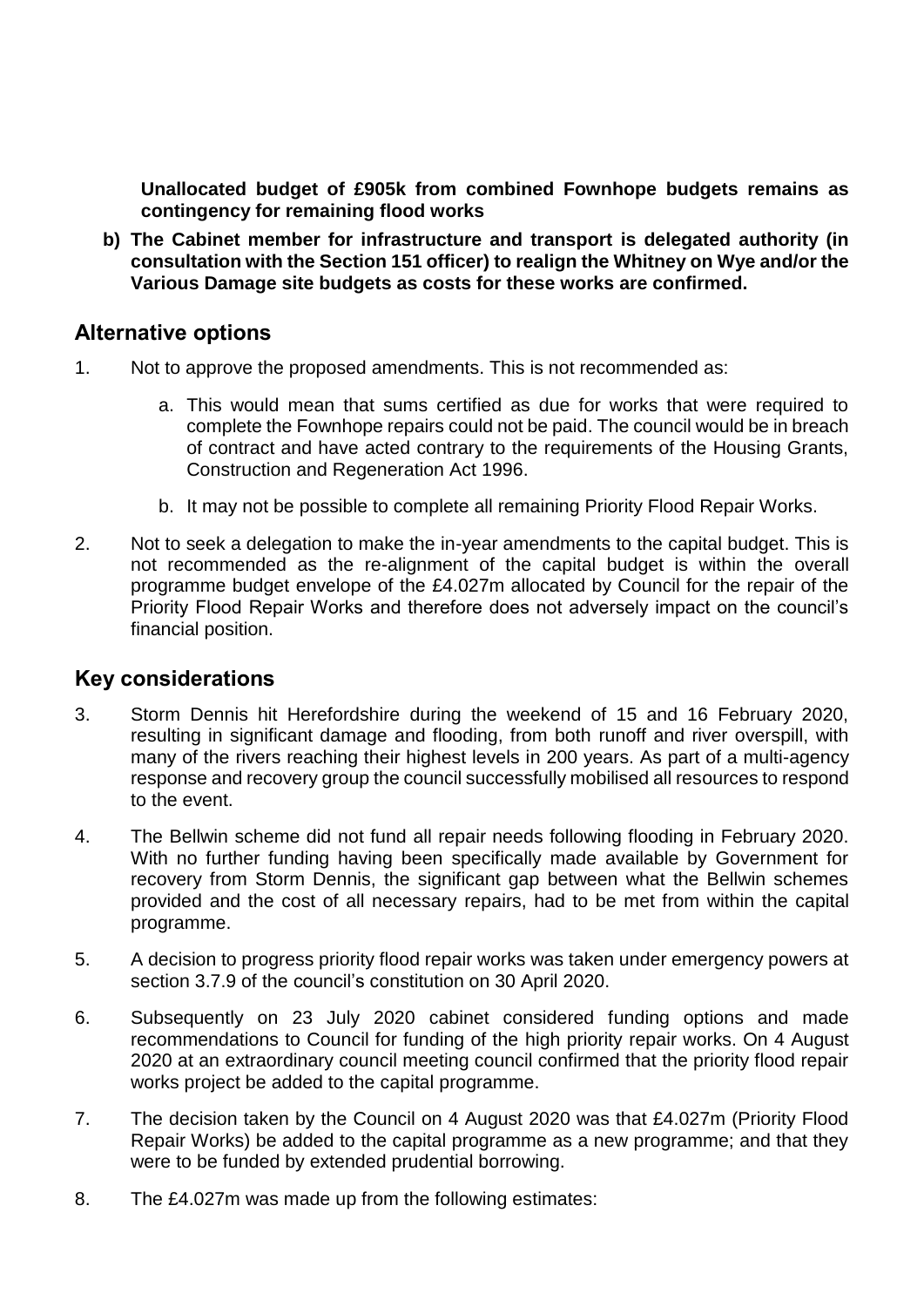**Unallocated budget of £905k from combined Fownhope budgets remains as contingency for remaining flood works**

**b) The Cabinet member for infrastructure and transport is delegated authority (in consultation with the Section 151 officer) to realign the Whitney on Wye and/or the Various Damage site budgets as costs for these works are confirmed.**

## Alternative options

1. Not to approve the proposed amendments. This is not recommended as:

   a. This would mean that sums certified as due for works that were required to complete the Fownhope repairs could not be paid. The council would be in breach of contract and have acted contrary to the requirements of the Housing Grants, Construction and Regeneration Act 1996.

   b. It may not be possible to complete all remaining Priority Flood Repair Works.

2. Not to seek a delegation to make the in-year amendments to the capital budget. This is not recommended as the re-alignment of the capital budget is within the overall programme budget envelope of the £4.027m allocated by Council for the repair of the Priority Flood Repair Works and therefore does not adversely impact on the council's financial position.

## Key considerations

3. Storm Dennis hit Herefordshire during the weekend of 15 and 16 February 2020, resulting in significant damage and flooding, from both runoff and river overspill, with many of the rivers reaching their highest levels in 200 years. As part of a multi-agency response and recovery group the council successfully mobilised all resources to respond to the event.

4. The Bellwin scheme did not fund all repair needs following flooding in February 2020. With no further funding having been specifically made available by Government for recovery from Storm Dennis, the significant gap between what the Bellwin schemes provided and the cost of all necessary repairs, had to be met from within the capital programme.

5. A decision to progress priority flood repair works was taken under emergency powers at section 3.7.9 of the council's constitution on 30 April 2020.

6. Subsequently on 23 July 2020 cabinet considered funding options and made recommendations to Council for funding of the high priority repair works. On 4 August 2020 at an extraordinary council meeting council confirmed that the priority flood repair works project be added to the capital programme.

7. The decision taken by the Council on 4 August 2020 was that £4.027m (Priority Flood Repair Works) be added to the capital programme as a new programme; and that they were to be funded by extended prudential borrowing.

8. The £4.027m was made up from the following estimates: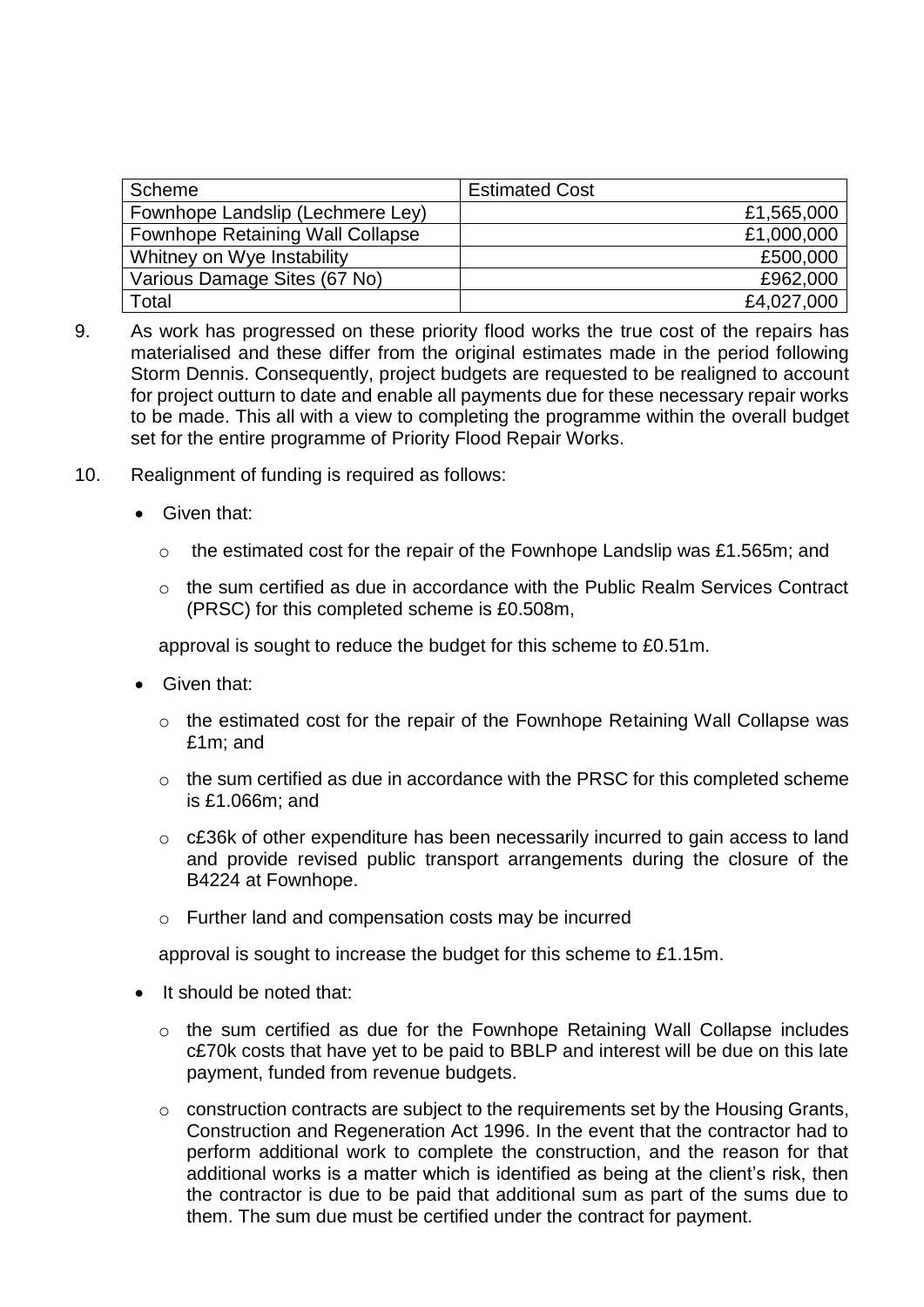| Scheme | Estimated Cost |
|---|---|
| Fownhope Landslip (Lechmere Ley) | £1,565,000 |
| Fownhope Retaining Wall Collapse | £1,000,000 |
| Whitney on Wye Instability | £500,000 |
| Various Damage Sites (67 No) | £962,000 |
| Total | £4,027,000 |

9. As work has progressed on these priority flood works the true cost of the repairs has materialised and these differ from the original estimates made in the period following Storm Dennis. Consequently, project budgets are requested to be realigned to account for project outturn to date and enable all payments due for these necessary repair works to be made. This all with a view to completing the programme within the overall budget set for the entire programme of Priority Flood Repair Works.

10. Realignment of funding is required as follows:

- Given that:
  - the estimated cost for the repair of the Fownhope Landslip was £1.565m; and
  - the sum certified as due in accordance with the Public Realm Services Contract (PRSC) for this completed scheme is £0.508m,

  approval is sought to reduce the budget for this scheme to £0.51m.

- Given that:
  - the estimated cost for the repair of the Fownhope Retaining Wall Collapse was £1m; and
  - the sum certified as due in accordance with the PRSC for this completed scheme is £1.066m; and
  - c£36k of other expenditure has been necessarily incurred to gain access to land and provide revised public transport arrangements during the closure of the B4224 at Fownhope.
  - Further land and compensation costs may be incurred

  approval is sought to increase the budget for this scheme to £1.15m.

- It should be noted that:
  - the sum certified as due for the Fownhope Retaining Wall Collapse includes c£70k costs that have yet to be paid to BBLP and interest will be due on this late payment, funded from revenue budgets.
  - construction contracts are subject to the requirements set by the Housing Grants, Construction and Regeneration Act 1996. In the event that the contractor had to perform additional work to complete the construction, and the reason for that additional works is a matter which is identified as being at the client's risk, then the contractor is due to be paid that additional sum as part of the sums due to them. The sum due must be certified under the contract for payment.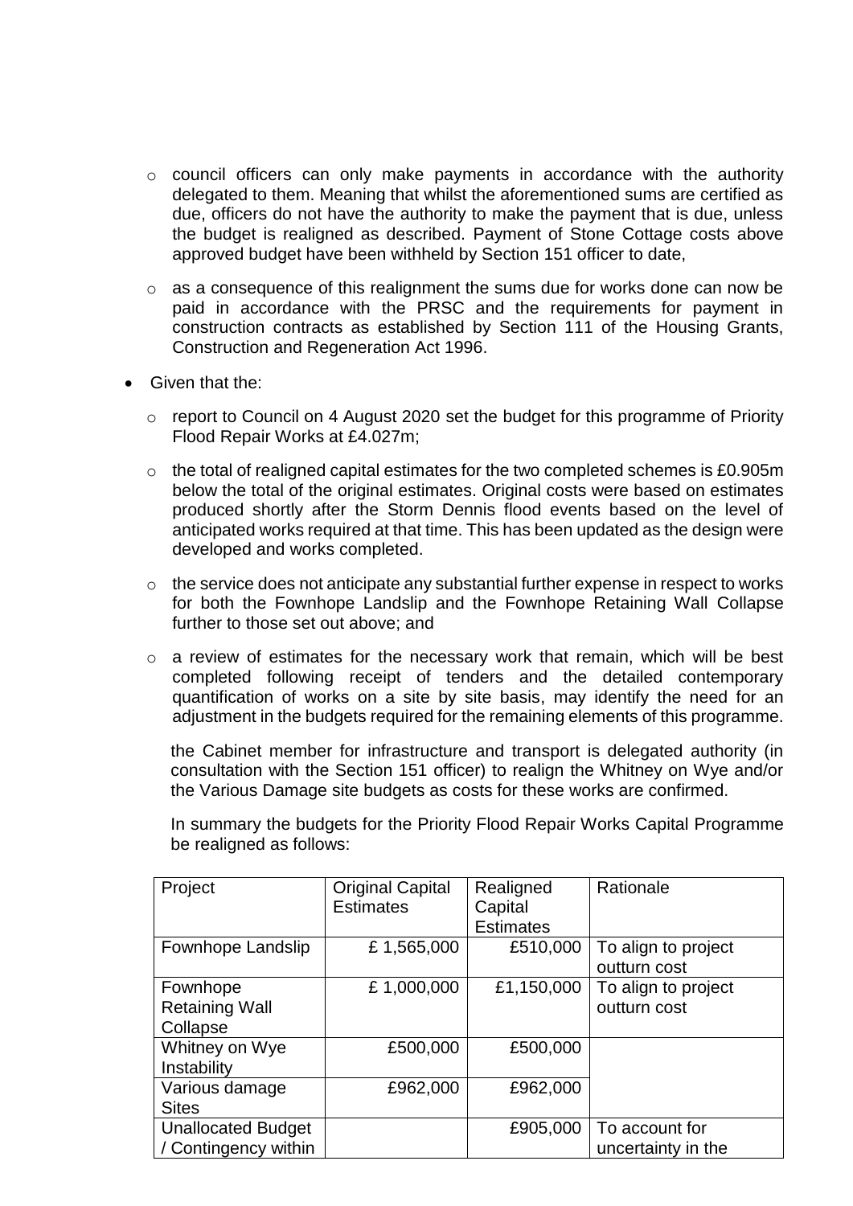- council officers can only make payments in accordance with the authority delegated to them. Meaning that whilst the aforementioned sums are certified as due, officers do not have the authority to make the payment that is due, unless the budget is realigned as described. Payment of Stone Cottage costs above approved budget have been withheld by Section 151 officer to date,
  - as a consequence of this realignment the sums due for works done can now be paid in accordance with the PRSC and the requirements for payment in construction contracts as established by Section 111 of the Housing Grants, Construction and Regeneration Act 1996.

- Given that the:
  - report to Council on 4 August 2020 set the budget for this programme of Priority Flood Repair Works at £4.027m;
  - the total of realigned capital estimates for the two completed schemes is £0.905m below the total of the original estimates. Original costs were based on estimates produced shortly after the Storm Dennis flood events based on the level of anticipated works required at that time. This has been updated as the design were developed and works completed.
  - the service does not anticipate any substantial further expense in respect to works for both the Fownhope Landslip and the Fownhope Retaining Wall Collapse further to those set out above; and
  - a review of estimates for the necessary work that remain, which will be best completed following receipt of tenders and the detailed contemporary quantification of works on a site by site basis, may identify the need for an adjustment in the budgets required for the remaining elements of this programme.

  the Cabinet member for infrastructure and transport is delegated authority (in consultation with the Section 151 officer) to realign the Whitney on Wye and/or the Various Damage site budgets as costs for these works are confirmed.

  In summary the budgets for the Priority Flood Repair Works Capital Programme be realigned as follows:

| Project | Original Capital Estimates | Realigned Capital Estimates | Rationale |
| --- | --- | --- | --- |
| Fownhope Landslip | £ 1,565,000 | £510,000 | To align to project outturn cost |
| Fownhope Retaining Wall Collapse | £ 1,000,000 | £1,150,000 | To align to project outturn cost |
| Whitney on Wye Instability | £500,000 | £500,000 | |
| Various damage Sites | £962,000 | £962,000 | |
| Unallocated Budget / Contingency within | | £905,000 | To account for uncertainty in the |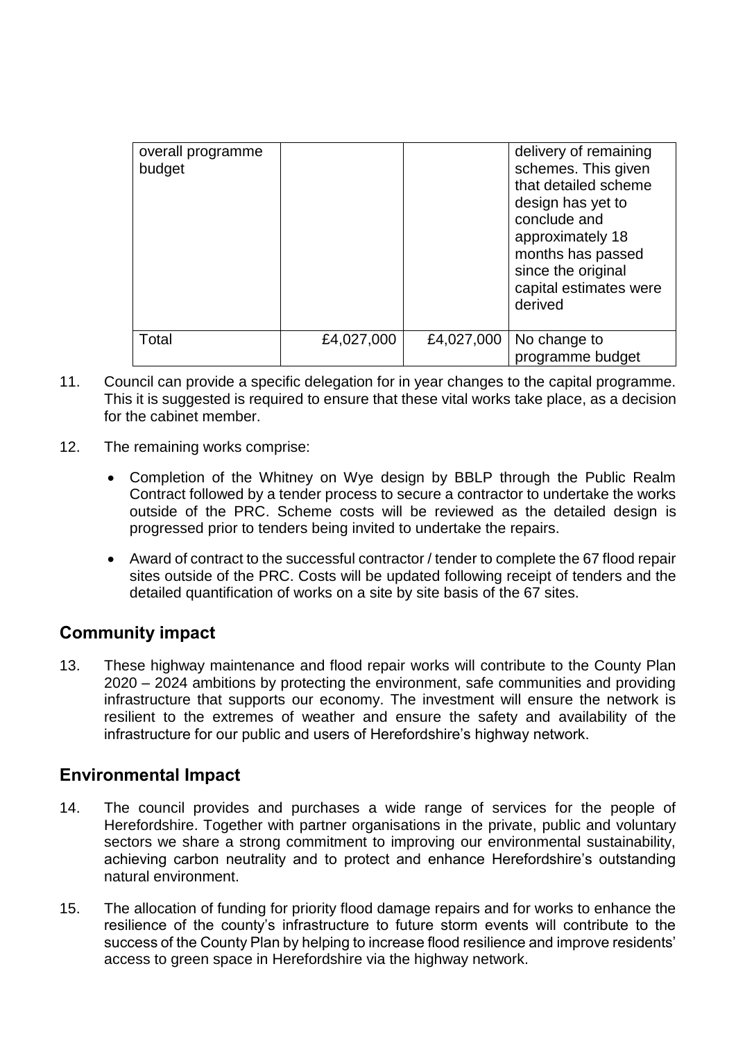| | | | |
|---|---|---|---|
| overall programme budget | | | delivery of remaining schemes. This given that detailed scheme design has yet to conclude and approximately 18 months has passed since the original capital estimates were derived |
| Total | £4,027,000 | £4,027,000 | No change to programme budget |

11. Council can provide a specific delegation for in year changes to the capital programme. This it is suggested is required to ensure that these vital works take place, as a decision for the cabinet member.

12. The remaining works comprise:

    - Completion of the Whitney on Wye design by BBLP through the Public Realm Contract followed by a tender process to secure a contractor to undertake the works outside of the PRC. Scheme costs will be reviewed as the detailed design is progressed prior to tenders being invited to undertake the repairs.
    - Award of contract to the successful contractor / tender to complete the 67 flood repair sites outside of the PRC. Costs will be updated following receipt of tenders and the detailed quantification of works on a site by site basis of the 67 sites.

## Community impact

13. These highway maintenance and flood repair works will contribute to the County Plan 2020 – 2024 ambitions by protecting the environment, safe communities and providing infrastructure that supports our economy. The investment will ensure the network is resilient to the extremes of weather and ensure the safety and availability of the infrastructure for our public and users of Herefordshire's highway network.

## Environmental Impact

14. The council provides and purchases a wide range of services for the people of Herefordshire. Together with partner organisations in the private, public and voluntary sectors we share a strong commitment to improving our environmental sustainability, achieving carbon neutrality and to protect and enhance Herefordshire's outstanding natural environment.

15. The allocation of funding for priority flood damage repairs and for works to enhance the resilience of the county's infrastructure to future storm events will contribute to the success of the County Plan by helping to increase flood resilience and improve residents' access to green space in Herefordshire via the highway network.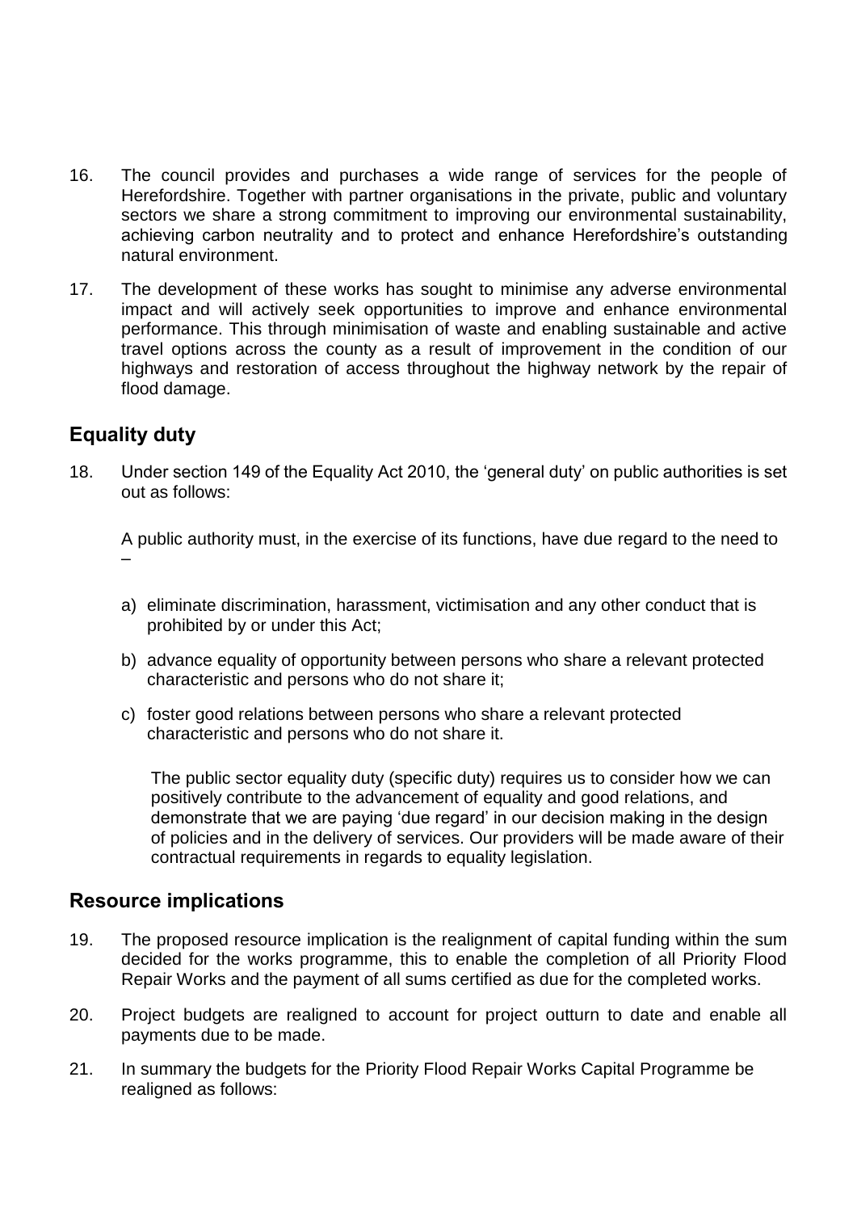16. The council provides and purchases a wide range of services for the people of Herefordshire. Together with partner organisations in the private, public and voluntary sectors we share a strong commitment to improving our environmental sustainability, achieving carbon neutrality and to protect and enhance Herefordshire's outstanding natural environment.

17. The development of these works has sought to minimise any adverse environmental impact and will actively seek opportunities to improve and enhance environmental performance. This through minimisation of waste and enabling sustainable and active travel options across the county as a result of improvement in the condition of our highways and restoration of access throughout the highway network by the repair of flood damage.

## Equality duty

18. Under section 149 of the Equality Act 2010, the 'general duty' on public authorities is set out as follows:

    A public authority must, in the exercise of its functions, have due regard to the need to –

    a) eliminate discrimination, harassment, victimisation and any other conduct that is prohibited by or under this Act;

    b) advance equality of opportunity between persons who share a relevant protected characteristic and persons who do not share it;

    c) foster good relations between persons who share a relevant protected characteristic and persons who do not share it.

    The public sector equality duty (specific duty) requires us to consider how we can positively contribute to the advancement of equality and good relations, and demonstrate that we are paying 'due regard' in our decision making in the design of policies and in the delivery of services. Our providers will be made aware of their contractual requirements in regards to equality legislation.

## Resource implications

19. The proposed resource implication is the realignment of capital funding within the sum decided for the works programme, this to enable the completion of all Priority Flood Repair Works and the payment of all sums certified as due for the completed works.

20. Project budgets are realigned to account for project outturn to date and enable all payments due to be made.

21. In summary the budgets for the Priority Flood Repair Works Capital Programme be realigned as follows: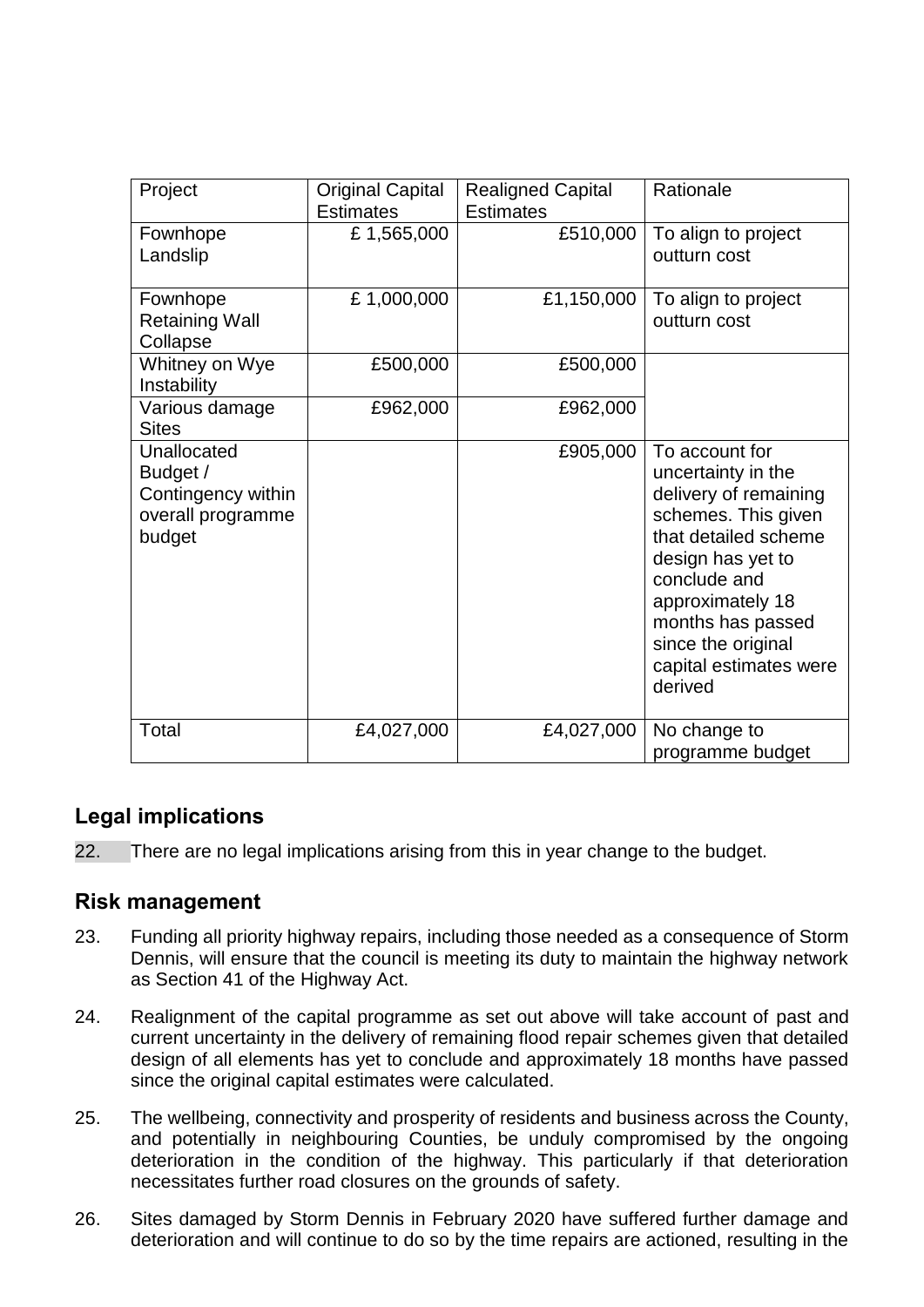| Project | Original Capital Estimates | Realigned Capital Estimates | Rationale |
|---|---|---|---|
| Fownhope Landslip | £ 1,565,000 | £510,000 | To align to project outturn cost |
| Fownhope Retaining Wall Collapse | £ 1,000,000 | £1,150,000 | To align to project outturn cost |
| Whitney on Wye Instability | £500,000 | £500,000 | |
| Various damage Sites | £962,000 | £962,000 | |
| Unallocated Budget / Contingency within overall programme budget | | £905,000 | To account for uncertainty in the delivery of remaining schemes. This given that detailed scheme design has yet to conclude and approximately 18 months has passed since the original capital estimates were derived |
| Total | £4,027,000 | £4,027,000 | No change to programme budget |

## Legal implications

22. There are no legal implications arising from this in year change to the budget.

## Risk management

23. Funding all priority highway repairs, including those needed as a consequence of Storm Dennis, will ensure that the council is meeting its duty to maintain the highway network as Section 41 of the Highway Act.

24. Realignment of the capital programme as set out above will take account of past and current uncertainty in the delivery of remaining flood repair schemes given that detailed design of all elements has yet to conclude and approximately 18 months have passed since the original capital estimates were calculated.

25. The wellbeing, connectivity and prosperity of residents and business across the County, and potentially in neighbouring Counties, be unduly compromised by the ongoing deterioration in the condition of the highway. This particularly if that deterioration necessitates further road closures on the grounds of safety.

26. Sites damaged by Storm Dennis in February 2020 have suffered further damage and deterioration and will continue to do so by the time repairs are actioned, resulting in the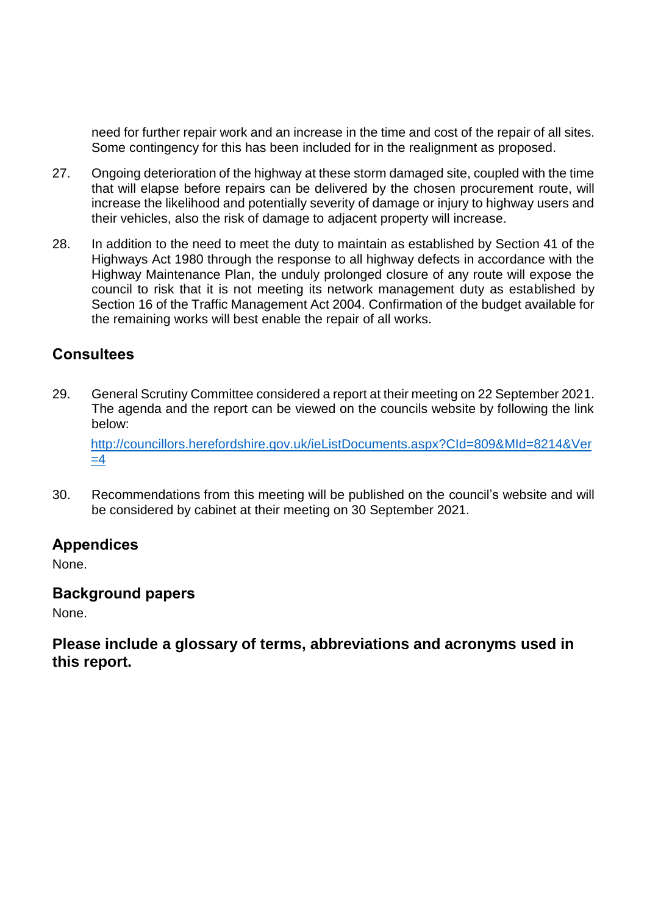need for further repair work and an increase in the time and cost of the repair of all sites. Some contingency for this has been included for in the realignment as proposed.

27. Ongoing deterioration of the highway at these storm damaged site, coupled with the time that will elapse before repairs can be delivered by the chosen procurement route, will increase the likelihood and potentially severity of damage or injury to highway users and their vehicles, also the risk of damage to adjacent property will increase.

28. In addition to the need to meet the duty to maintain as established by Section 41 of the Highways Act 1980 through the response to all highway defects in accordance with the Highway Maintenance Plan, the unduly prolonged closure of any route will expose the council to risk that it is not meeting its network management duty as established by Section 16 of the Traffic Management Act 2004. Confirmation of the budget available for the remaining works will best enable the repair of all works.

## Consultees

29. General Scrutiny Committee considered a report at their meeting on 22 September 2021. The agenda and the report can be viewed on the councils website by following the link below:

    [http://councillors.herefordshire.gov.uk/ieListDocuments.aspx?CId=809&MId=8214&Ver=4](http://councillors.herefordshire.gov.uk/ieListDocuments.aspx?CId=809&MId=8214&Ver=4)

30. Recommendations from this meeting will be published on the council's website and will be considered by cabinet at their meeting on 30 September 2021.

## Appendices

None.

## Background papers

None.

## Please include a glossary of terms, abbreviations and acronyms used in this report.